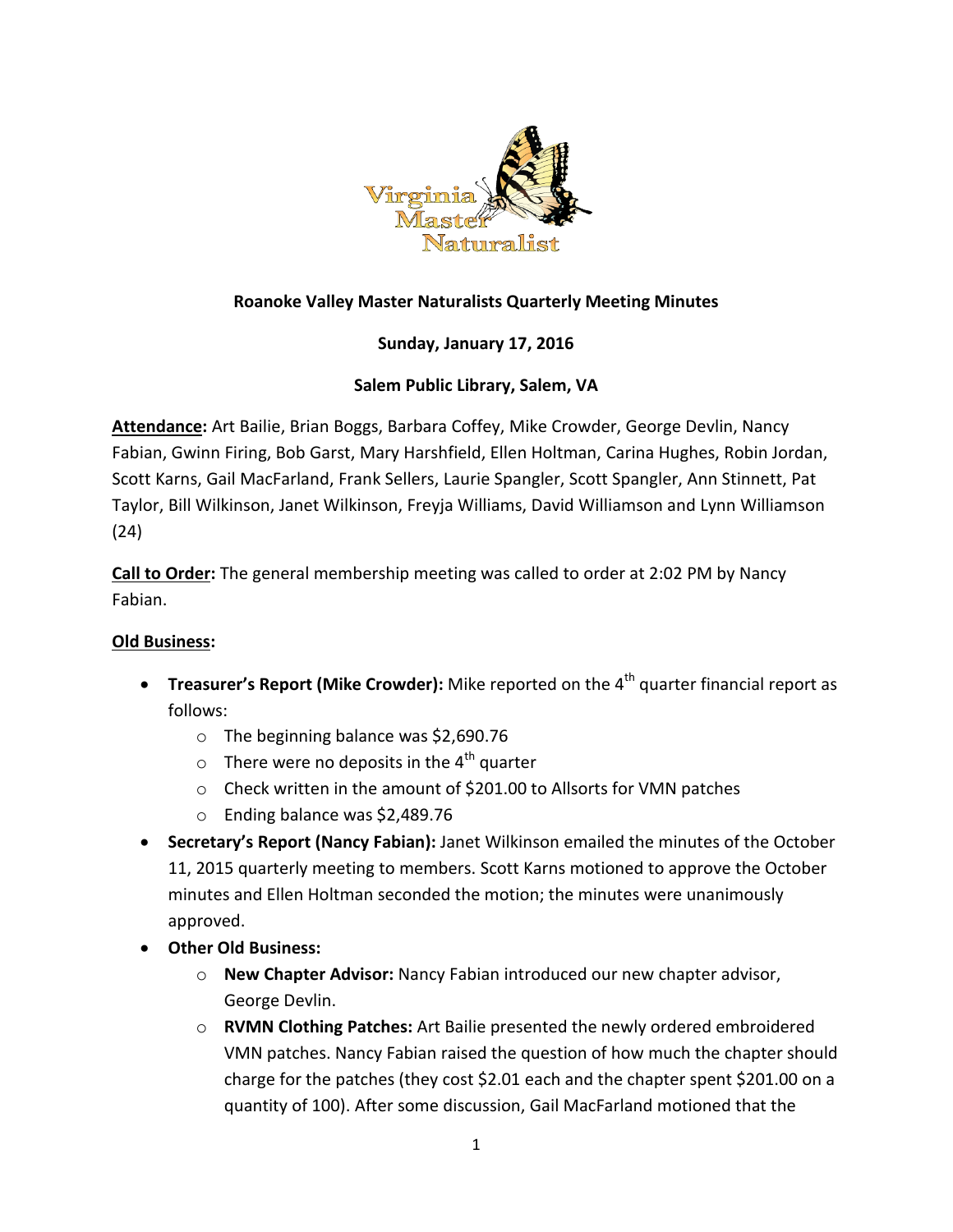**Roanoke Valley Master Naturalists Quarterly Meeting Minutes**

**Sunday, January 17, 2016**

**Salem Public Library, Salem, VA**

**Attendance:** Art Bailie, Brian Boggs, Barbara Coffey, Mike Crowder, George Devlin, Nancy Fabian, Gwinn Firing, Bob Garst, Mary Harshfield, Ellen Holtman, Carina Hughes, Robin Jordan, Scott Karns, Gail MacFarland, Frank Sellers, Laurie Spangler, Scott Spangler, Ann Stinnett, Pat Taylor, Bill Wilkinson, Janet Wilkinson, Freyja Williams, David Williamson and Lynn Williamson (24)

**Call to Order:** The general membership meeting was called to order at 2:02 PM by Nancy Fabian.

**Old Business:**

- **Treasurer's Report (Mike Crowder):** Mike reported on the 4th quarter financial report as follows:
  - The beginning balance was $2,690.76
  - There were no deposits in the 4th quarter
  - Check written in the amount of $201.00 to Allsorts for VMN patches
  - Ending balance was $2,489.76
- **Secretary's Report (Nancy Fabian):** Janet Wilkinson emailed the minutes of the October 11, 2015 quarterly meeting to members. Scott Karns motioned to approve the October minutes and Ellen Holtman seconded the motion; the minutes were unanimously approved.
- **Other Old Business:**
  - **New Chapter Advisor:** Nancy Fabian introduced our new chapter advisor, George Devlin.
  - **RVMN Clothing Patches:** Art Bailie presented the newly ordered embroidered VMN patches. Nancy Fabian raised the question of how much the chapter should charge for the patches (they cost $2.01 each and the chapter spent $201.00 on a quantity of 100). After some discussion, Gail MacFarland motioned that the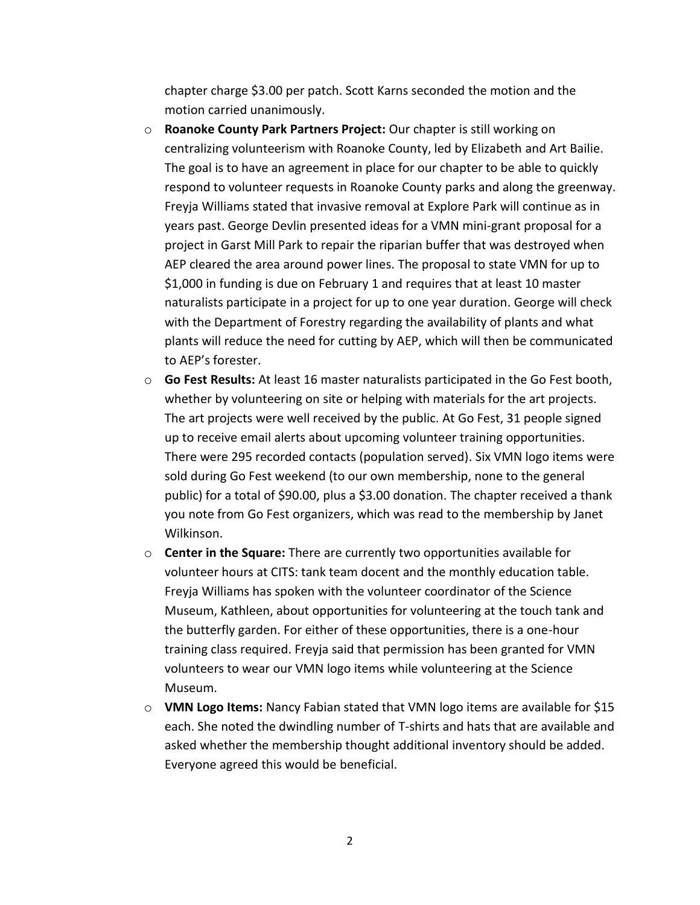chapter charge $3.00 per patch. Scott Karns seconded the motion and the motion carried unanimously.

- **Roanoke County Park Partners Project:** Our chapter is still working on centralizing volunteerism with Roanoke County, led by Elizabeth and Art Bailie. The goal is to have an agreement in place for our chapter to be able to quickly respond to volunteer requests in Roanoke County parks and along the greenway. Freyja Williams stated that invasive removal at Explore Park will continue as in years past. George Devlin presented ideas for a VMN mini-grant proposal for a project in Garst Mill Park to repair the riparian buffer that was destroyed when AEP cleared the area around power lines. The proposal to state VMN for up to $1,000 in funding is due on February 1 and requires that at least 10 master naturalists participate in a project for up to one year duration. George will check with the Department of Forestry regarding the availability of plants and what plants will reduce the need for cutting by AEP, which will then be communicated to AEP's forester.
- **Go Fest Results:** At least 16 master naturalists participated in the Go Fest booth, whether by volunteering on site or helping with materials for the art projects. The art projects were well received by the public. At Go Fest, 31 people signed up to receive email alerts about upcoming volunteer training opportunities. There were 295 recorded contacts (population served). Six VMN logo items were sold during Go Fest weekend (to our own membership, none to the general public) for a total of $90.00, plus a $3.00 donation. The chapter received a thank you note from Go Fest organizers, which was read to the membership by Janet Wilkinson.
- **Center in the Square:** There are currently two opportunities available for volunteer hours at CITS: tank team docent and the monthly education table. Freyja Williams has spoken with the volunteer coordinator of the Science Museum, Kathleen, about opportunities for volunteering at the touch tank and the butterfly garden. For either of these opportunities, there is a one-hour training class required. Freyja said that permission has been granted for VMN volunteers to wear our VMN logo items while volunteering at the Science Museum.
- **VMN Logo Items:** Nancy Fabian stated that VMN logo items are available for $15 each. She noted the dwindling number of T-shirts and hats that are available and asked whether the membership thought additional inventory should be added. Everyone agreed this would be beneficial.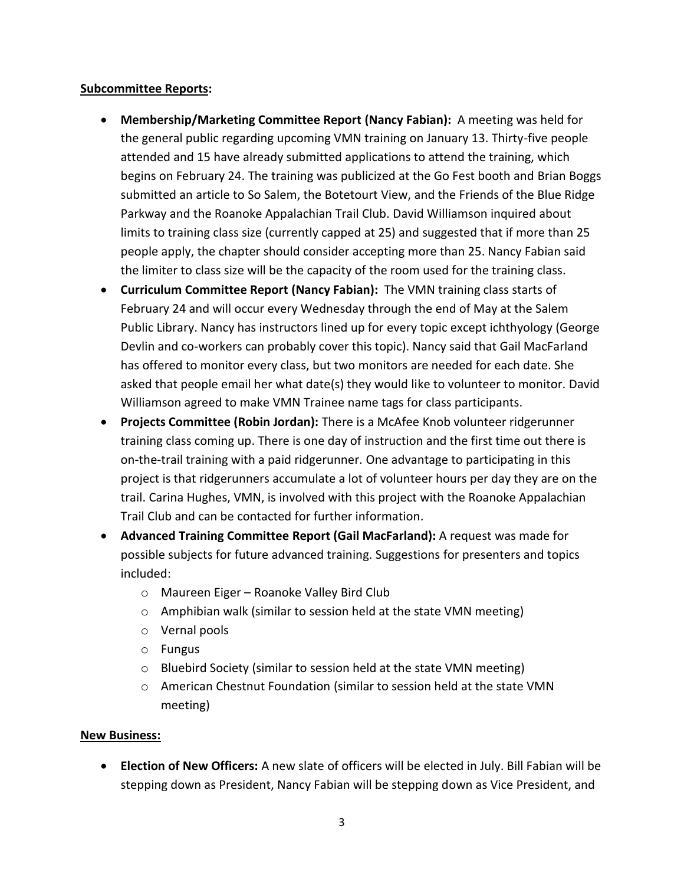**Subcommittee Reports:**

- **Membership/Marketing Committee Report (Nancy Fabian):** A meeting was held for the general public regarding upcoming VMN training on January 13. Thirty-five people attended and 15 have already submitted applications to attend the training, which begins on February 24. The training was publicized at the Go Fest booth and Brian Boggs submitted an article to So Salem, the Botetourt View, and the Friends of the Blue Ridge Parkway and the Roanoke Appalachian Trail Club. David Williamson inquired about limits to training class size (currently capped at 25) and suggested that if more than 25 people apply, the chapter should consider accepting more than 25. Nancy Fabian said the limiter to class size will be the capacity of the room used for the training class.
- **Curriculum Committee Report (Nancy Fabian):** The VMN training class starts of February 24 and will occur every Wednesday through the end of May at the Salem Public Library. Nancy has instructors lined up for every topic except ichthyology (George Devlin and co-workers can probably cover this topic). Nancy said that Gail MacFarland has offered to monitor every class, but two monitors are needed for each date. She asked that people email her what date(s) they would like to volunteer to monitor. David Williamson agreed to make VMN Trainee name tags for class participants.
- **Projects Committee (Robin Jordan):** There is a McAfee Knob volunteer ridgerunner training class coming up. There is one day of instruction and the first time out there is on-the-trail training with a paid ridgerunner. One advantage to participating in this project is that ridgerunners accumulate a lot of volunteer hours per day they are on the trail. Carina Hughes, VMN, is involved with this project with the Roanoke Appalachian Trail Club and can be contacted for further information.
- **Advanced Training Committee Report (Gail MacFarland):** A request was made for possible subjects for future advanced training. Suggestions for presenters and topics included:
  - Maureen Eiger – Roanoke Valley Bird Club
  - Amphibian walk (similar to session held at the state VMN meeting)
  - Vernal pools
  - Fungus
  - Bluebird Society (similar to session held at the state VMN meeting)
  - American Chestnut Foundation (similar to session held at the state VMN meeting)

**New Business:**

- **Election of New Officers:** A new slate of officers will be elected in July. Bill Fabian will be stepping down as President, Nancy Fabian will be stepping down as Vice President, and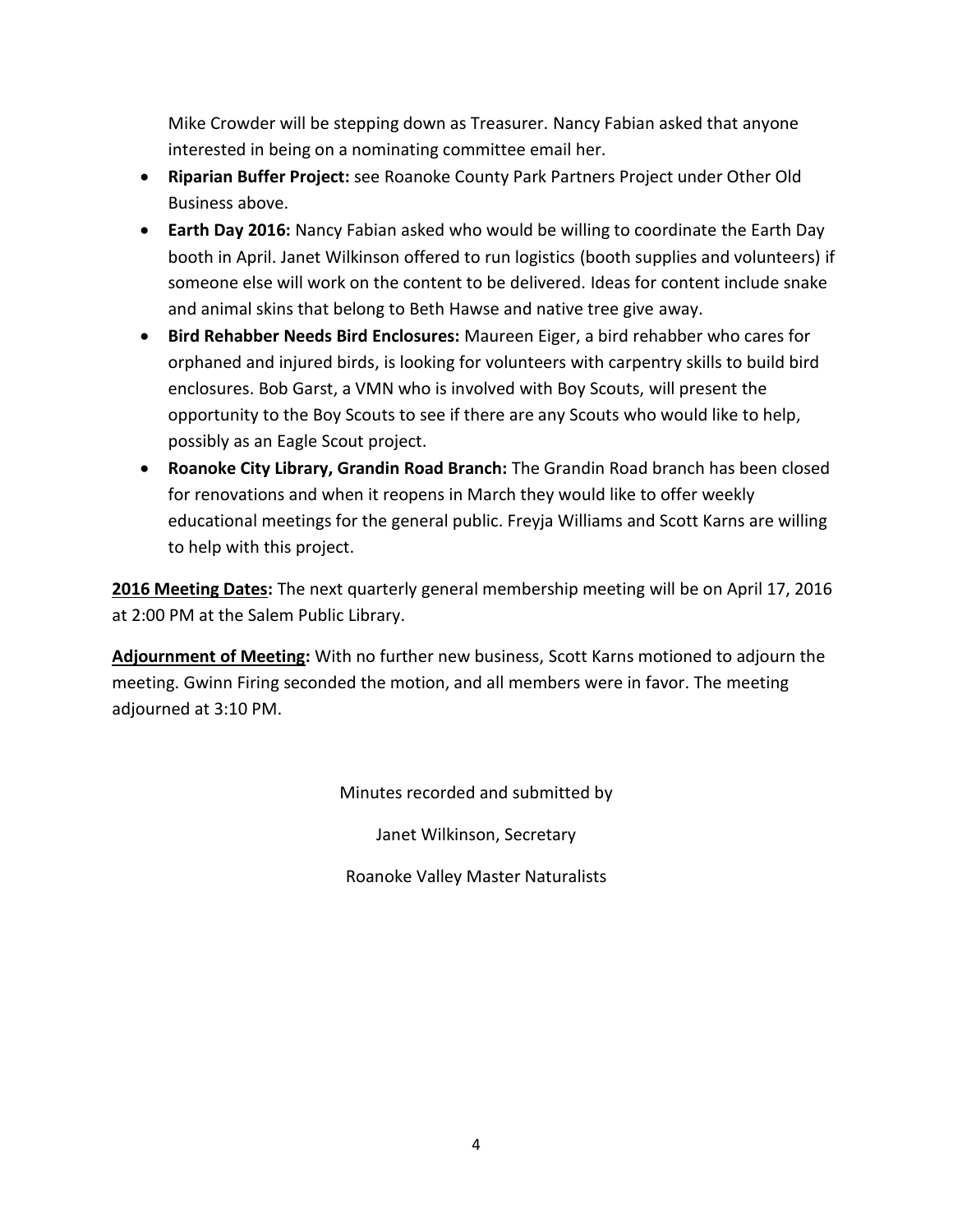Mike Crowder will be stepping down as Treasurer. Nancy Fabian asked that anyone interested in being on a nominating committee email her.

- **Riparian Buffer Project:** see Roanoke County Park Partners Project under Other Old Business above.
- **Earth Day 2016:** Nancy Fabian asked who would be willing to coordinate the Earth Day booth in April. Janet Wilkinson offered to run logistics (booth supplies and volunteers) if someone else will work on the content to be delivered. Ideas for content include snake and animal skins that belong to Beth Hawse and native tree give away.
- **Bird Rehabber Needs Bird Enclosures:** Maureen Eiger, a bird rehabber who cares for orphaned and injured birds, is looking for volunteers with carpentry skills to build bird enclosures. Bob Garst, a VMN who is involved with Boy Scouts, will present the opportunity to the Boy Scouts to see if there are any Scouts who would like to help, possibly as an Eagle Scout project.
- **Roanoke City Library, Grandin Road Branch:** The Grandin Road branch has been closed for renovations and when it reopens in March they would like to offer weekly educational meetings for the general public. Freyja Williams and Scott Karns are willing to help with this project.

**2016 Meeting Dates:** The next quarterly general membership meeting will be on April 17, 2016 at 2:00 PM at the Salem Public Library.

**Adjournment of Meeting:** With no further new business, Scott Karns motioned to adjourn the meeting. Gwinn Firing seconded the motion, and all members were in favor. The meeting adjourned at 3:10 PM.

Minutes recorded and submitted by

Janet Wilkinson, Secretary

Roanoke Valley Master Naturalists